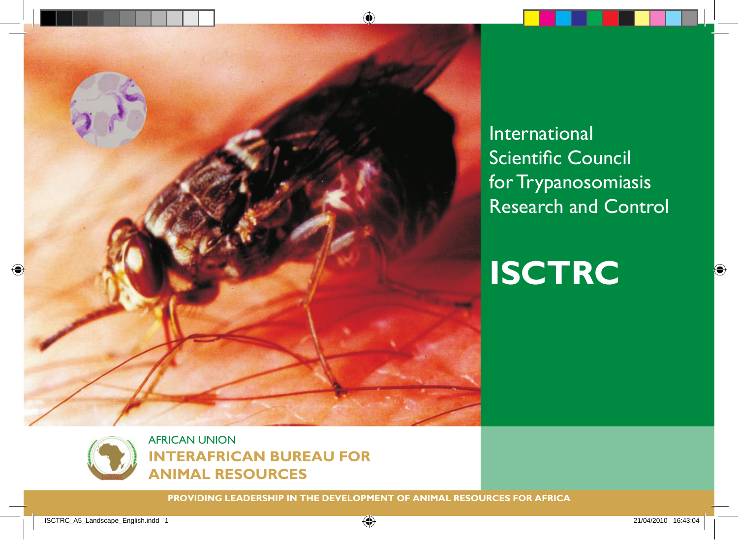# International Scientific Council for Trypanosomiasis Research and Control

# ISCTRC

AFRICAN UNION

**INTERAFRICAN BUREAU FOR ANIMAL RESOURCES**

**PROVIDING LEADERSHIP IN THE DEVELOPMENT OF ANIMAL RESOURCES FOR AFRICA**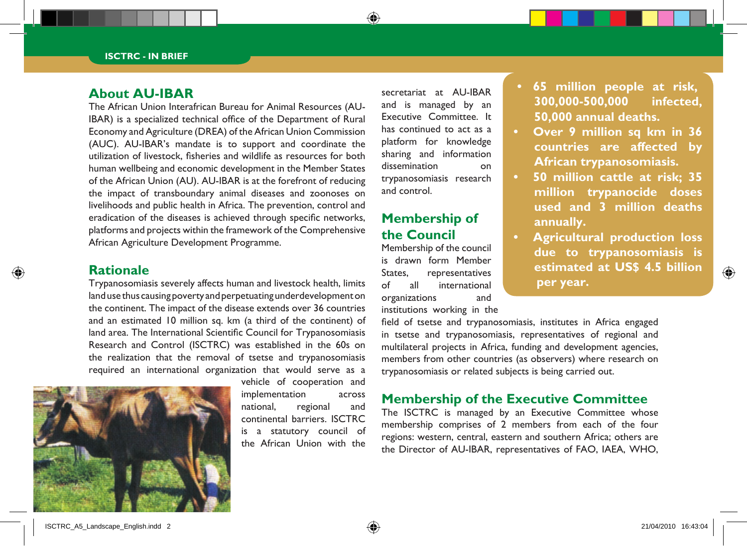## About AU-IBAR

The African Union Interafrican Bureau for Animal Resources (AU-IBAR) is a specialized technical office of the Department of Rural Economy and Agriculture (DREA) of the African Union Commission (AUC). AU-IBAR's mandate is to support and coordinate the utilization of livestock, fisheries and wildlife as resources for both human wellbeing and economic development in the Member States of the African Union (AU). AU-IBAR is at the forefront of reducing the impact of transboundary animal diseases and zoonoses on livelihoods and public health in Africa. The prevention, control and eradication of the diseases is achieved through specific networks, platforms and projects within the framework of the Comprehensive African Agriculture Development Programme.

## Rationale

Trypanosomiasis severely affects human and livestock health, limits land use thus causing poverty and perpetuating underdevelopment on the continent. The impact of the disease extends over 36 countries and an estimated 10 million sq. km (a third of the continent) of land area. The International Scientific Council for Trypanosomiasis Research and Control (ISCTRC) was established in the 60s on the realization that the removal of tsetse and trypanosomiasis required an international organization that would serve as a vehicle of cooperation and implementation across national, regional and continental barriers. ISCTRC is a statutory council of the African Union with the secretariat at AU-IBAR and is managed by an Executive Committee. It has continued to act as a platform for knowledge sharing and information dissemination on trypanosomiasis research and control.

- **65 million people at risk, 300,000-500,000 infected, 50,000 annual deaths.**
- **Over 9 million sq km in 36 countries are affected by African trypanosomiasis.**
- **50 million cattle at risk; 35 million trypanocide doses used and 3 million deaths annually.**
- **Agricultural production loss due to trypanosomiasis is estimated at US$ 4.5 billion per year.**

## Membership of the Council

Membership of the council is drawn form Member States, representatives of all international organizations and institutions working in the field of tsetse and trypanosomiasis, institutes in Africa engaged in tsetse and trypanosomiasis, representatives of regional and multilateral projects in Africa, funding and development agencies, members from other countries (as observers) where research on trypanosomiasis or related subjects is being carried out.

## Membership of the Executive Committee

The ISCTRC is managed by an Executive Committee whose membership comprises of 2 members from each of the four regions: western, central, eastern and southern Africa; others are the Director of AU-IBAR, representatives of FAO, IAEA, WHO,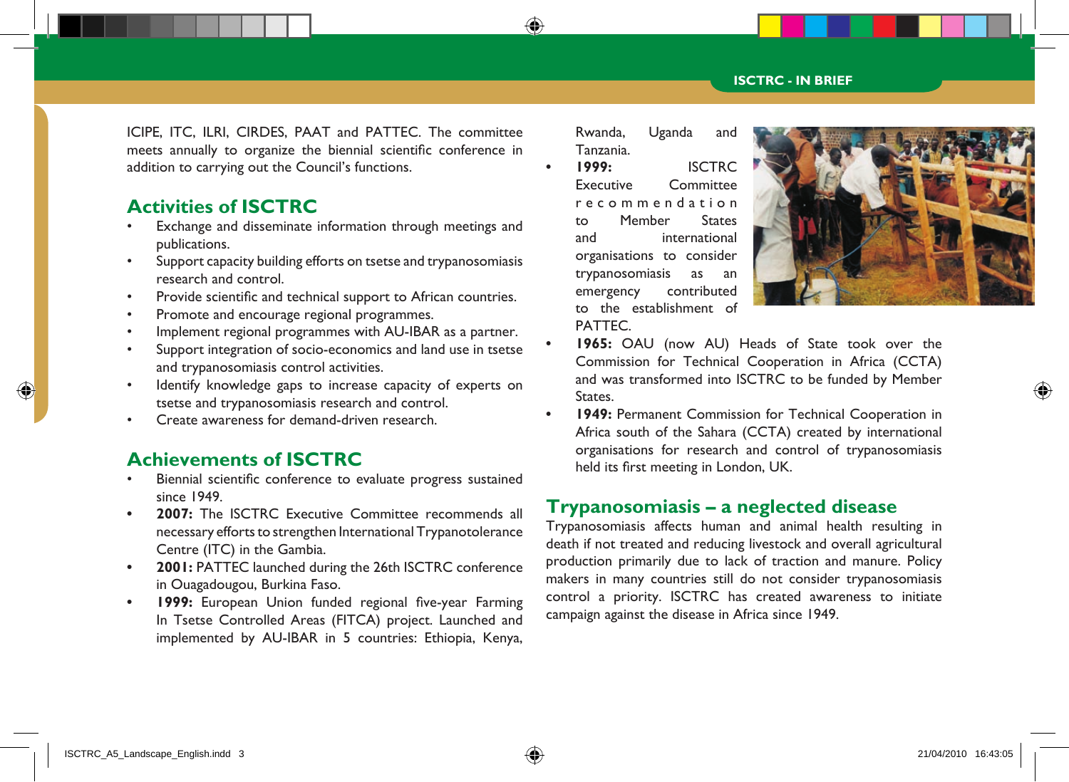ICIPE, ITC, ILRI, CIRDES, PAAT and PATTEC. The committee meets annually to organize the biennial scientific conference in addition to carrying out the Council's functions.

## Activities of ISCTRC

- Exchange and disseminate information through meetings and publications.
- Support capacity building efforts on tsetse and trypanosomiasis research and control.
- Provide scientific and technical support to African countries.
- Promote and encourage regional programmes.
- Implement regional programmes with AU-IBAR as a partner.
- Support integration of socio-economics and land use in tsetse and trypanosomiasis control activities.
- Identify knowledge gaps to increase capacity of experts on tsetse and trypanosomiasis research and control.
- Create awareness for demand-driven research.

## Achievements of ISCTRC

- Biennial scientific conference to evaluate progress sustained since 1949.
- **2007:** The ISCTRC Executive Committee recommends all necessary efforts to strengthen International Trypanotolerance Centre (ITC) in the Gambia.
- **2001:** PATTEC launched during the 26th ISCTRC conference in Ouagadougou, Burkina Faso.
- **1999:** European Union funded regional five-year Farming In Tsetse Controlled Areas (FITCA) project. Launched and implemented by AU-IBAR in 5 countries: Ethiopia, Kenya, Rwanda, Uganda and Tanzania.
- **1999:** ISCTRC Executive Committee recommendation to Member States and international organisations to consider trypanosomiasis as an emergency contributed to the establishment of PATTEC.
- **1965:** OAU (now AU) Heads of State took over the Commission for Technical Cooperation in Africa (CCTA) and was transformed into ISCTRC to be funded by Member States.
- **1949:** Permanent Commission for Technical Cooperation in Africa south of the Sahara (CCTA) created by international organisations for research and control of trypanosomiasis held its first meeting in London, UK.

## Trypanosomiasis – a neglected disease

Trypanosomiasis affects human and animal health resulting in death if not treated and reducing livestock and overall agricultural production primarily due to lack of traction and manure. Policy makers in many countries still do not consider trypanosomiasis control a priority. ISCTRC has created awareness to initiate campaign against the disease in Africa since 1949.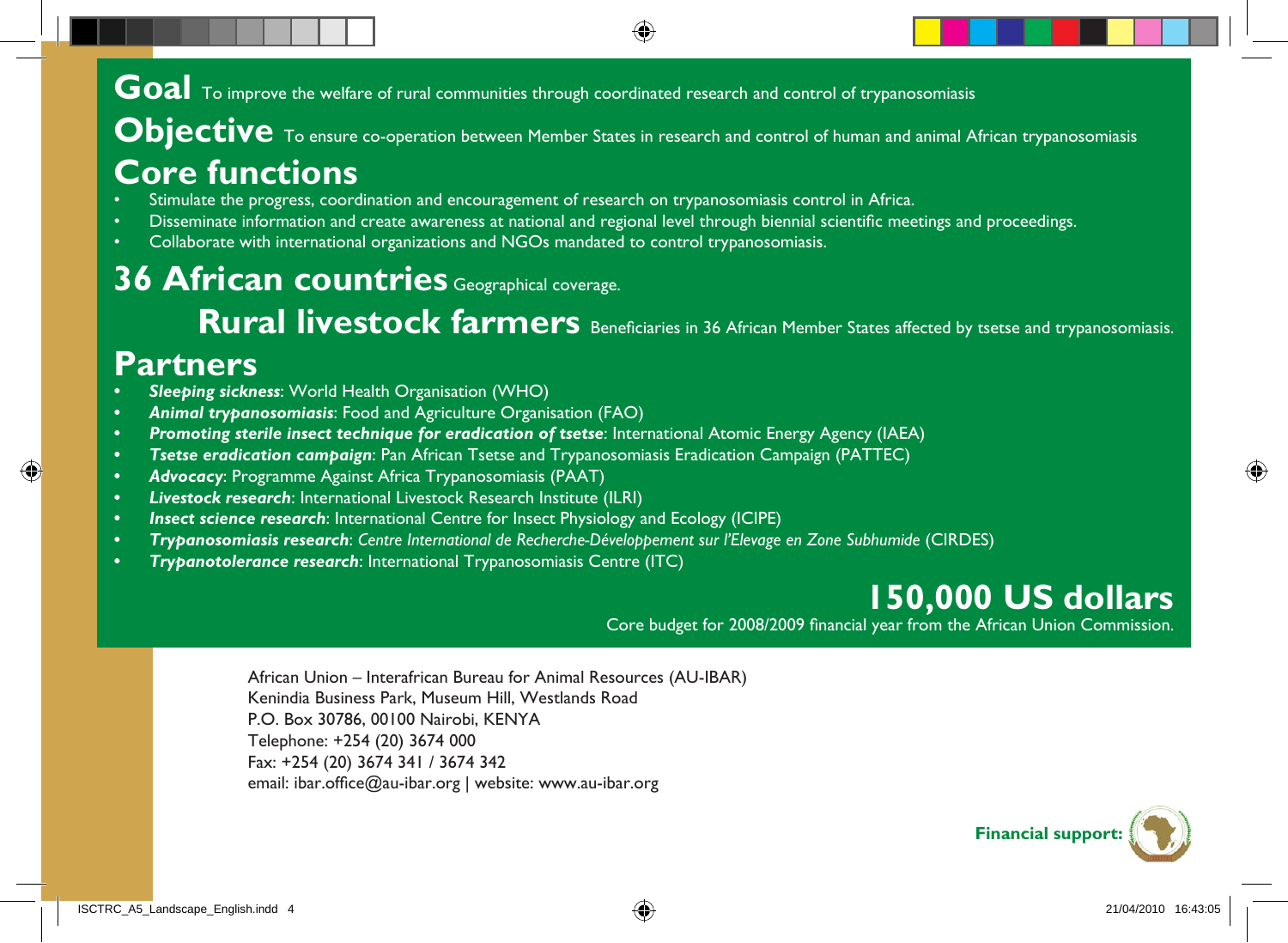**Goal** To improve the welfare of rural communities through coordinated research and control of trypanosomiasis

**Objective** To ensure co-operation between Member States in research and control of human and animal African trypanosomiasis

## Core functions

- Stimulate the progress, coordination and encouragement of research on trypanosomiasis control in Africa.
- Disseminate information and create awareness at national and regional level through biennial scientific meetings and proceedings.
- Collaborate with international organizations and NGOs mandated to control trypanosomiasis.

**36 African countries** Geographical coverage.

**Rural livestock farmers** Beneficiaries in 36 African Member States affected by tsetse and trypanosomiasis.

## Partners

- ***Sleeping sickness***: World Health Organisation (WHO)
- ***Animal trypanosomiasis***: Food and Agriculture Organisation (FAO)
- ***Promoting sterile insect technique for eradication of tsetse***: International Atomic Energy Agency (IAEA)
- ***Tsetse eradication campaign***: Pan African Tsetse and Trypanosomiasis Eradication Campaign (PATTEC)
- ***Advocacy***: Programme Against Africa Trypanosomiasis (PAAT)
- ***Livestock research***: International Livestock Research Institute (ILRI)
- ***Insect science research***: International Centre for Insect Physiology and Ecology (ICIPE)
- ***Trypanosomiasis research***: *Centre International de Recherche-Développement sur l'Elevage en Zone Subhumide* (CIRDES)
- ***Trypanotolerance research***: International Trypanosomiasis Centre (ITC)

**150,000 US dollars**
Core budget for 2008/2009 financial year from the African Union Commission.

African Union – Interafrican Bureau for Animal Resources (AU-IBAR)
Kenindia Business Park, Museum Hill, Westlands Road
P.O. Box 30786, 00100 Nairobi, KENYA
Telephone: +254 (20) 3674 000
Fax: +254 (20) 3674 341 / 3674 342
email: ibar.office@au-ibar.org | website: www.au-ibar.org

**Financial support:**